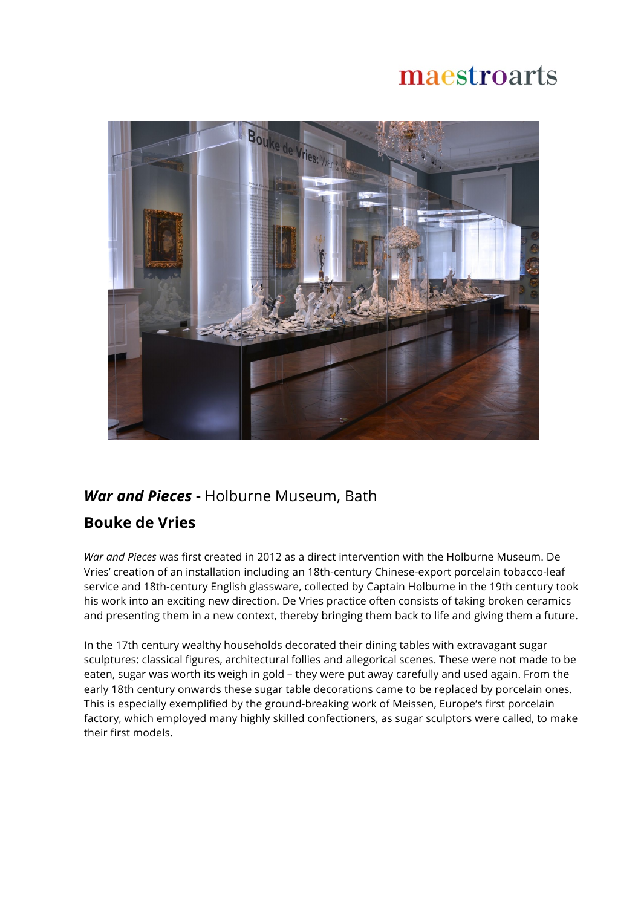maestroarts

## ***War and Pieces*** **-** Holburne Museum, Bath

## Bouke de Vries

*War and Pieces* was first created in 2012 as a direct intervention with the Holburne Museum. De Vries' creation of an installation including an 18th-century Chinese-export porcelain tobacco-leaf service and 18th-century English glassware, collected by Captain Holburne in the 19th century took his work into an exciting new direction. De Vries practice often consists of taking broken ceramics and presenting them in a new context, thereby bringing them back to life and giving them a future.

In the 17th century wealthy households decorated their dining tables with extravagant sugar sculptures: classical figures, architectural follies and allegorical scenes. These were not made to be eaten, sugar was worth its weigh in gold – they were put away carefully and used again. From the early 18th century onwards these sugar table decorations came to be replaced by porcelain ones. This is especially exemplified by the ground-breaking work of Meissen, Europe's first porcelain factory, which employed many highly skilled confectioners, as sugar sculptors were called, to make their first models.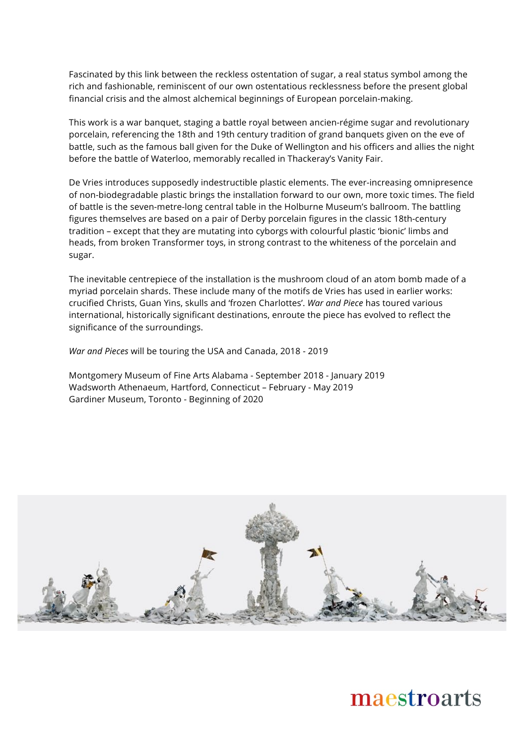Fascinated by this link between the reckless ostentation of sugar, a real status symbol among the rich and fashionable, reminiscent of our own ostentatious recklessness before the present global financial crisis and the almost alchemical beginnings of European porcelain-making.

This work is a war banquet, staging a battle royal between ancien-régime sugar and revolutionary porcelain, referencing the 18th and 19th century tradition of grand banquets given on the eve of battle, such as the famous ball given for the Duke of Wellington and his officers and allies the night before the battle of Waterloo, memorably recalled in Thackeray's Vanity Fair.

De Vries introduces supposedly indestructible plastic elements. The ever-increasing omnipresence of non-biodegradable plastic brings the installation forward to our own, more toxic times. The field of battle is the seven-metre-long central table in the Holburne Museum's ballroom. The battling figures themselves are based on a pair of Derby porcelain figures in the classic 18th-century tradition – except that they are mutating into cyborgs with colourful plastic 'bionic' limbs and heads, from broken Transformer toys, in strong contrast to the whiteness of the porcelain and sugar.

The inevitable centrepiece of the installation is the mushroom cloud of an atom bomb made of a myriad porcelain shards. These include many of the motifs de Vries has used in earlier works: crucified Christs, Guan Yins, skulls and 'frozen Charlottes'. *War and Piece* has toured various international, historically significant destinations, enroute the piece has evolved to reflect the significance of the surroundings.

*War and Pieces* will be touring the USA and Canada, 2018 - 2019

Montgomery Museum of Fine Arts Alabama - September 2018 - January 2019
Wadsworth Athenaeum, Hartford, Connecticut – February - May 2019
Gardiner Museum, Toronto - Beginning of 2020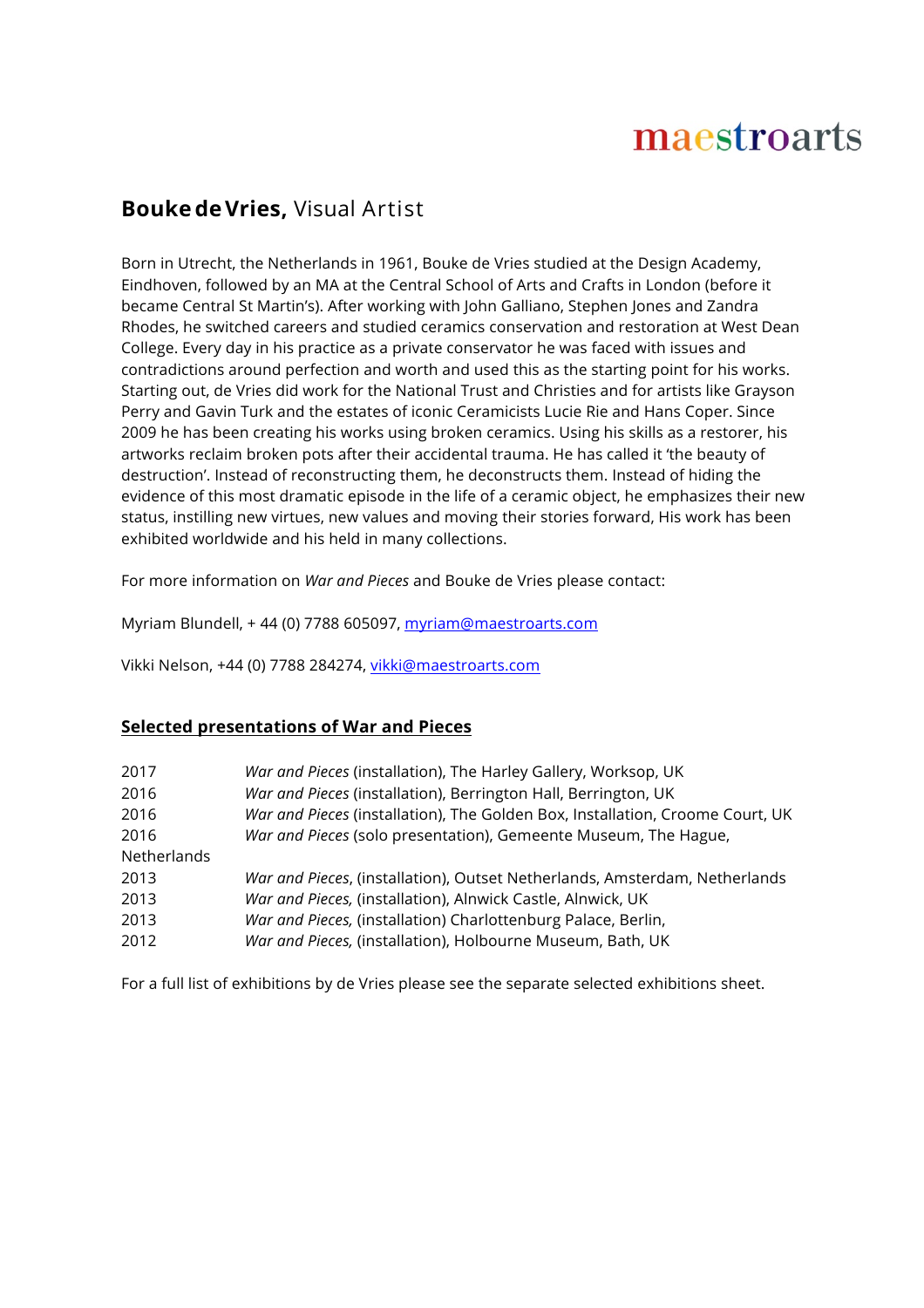maestroarts

## **Bouke de Vries,** Visual Artist

Born in Utrecht, the Netherlands in 1961, Bouke de Vries studied at the Design Academy, Eindhoven, followed by an MA at the Central School of Arts and Crafts in London (before it became Central St Martin's). After working with John Galliano, Stephen Jones and Zandra Rhodes, he switched careers and studied ceramics conservation and restoration at West Dean College. Every day in his practice as a private conservator he was faced with issues and contradictions around perfection and worth and used this as the starting point for his works. Starting out, de Vries did work for the National Trust and Christies and for artists like Grayson Perry and Gavin Turk and the estates of iconic Ceramicists Lucie Rie and Hans Coper. Since 2009 he has been creating his works using broken ceramics. Using his skills as a restorer, his artworks reclaim broken pots after their accidental trauma. He has called it 'the beauty of destruction'. Instead of reconstructing them, he deconstructs them. Instead of hiding the evidence of this most dramatic episode in the life of a ceramic object, he emphasizes their new status, instilling new virtues, new values and moving their stories forward, His work has been exhibited worldwide and his held in many collections.

For more information on *War and Pieces* and Bouke de Vries please contact:

Myriam Blundell, + 44 (0) 7788 605097, myriam@maestroarts.com

Vikki Nelson, +44 (0) 7788 284274, vikki@maestroarts.com

### **Selected presentations of War and Pieces**

| | |
|---|---|
| 2017 | *War and Pieces* (installation), The Harley Gallery, Worksop, UK |
| 2016 | *War and Pieces* (installation), Berrington Hall, Berrington, UK |
| 2016 | *War and Pieces* (installation), The Golden Box, Installation, Croome Court, UK |
| 2016 | *War and Pieces* (solo presentation), Gemeente Museum, The Hague, Netherlands |
| 2013 | *War and Pieces*, (installation), Outset Netherlands, Amsterdam, Netherlands |
| 2013 | *War and Pieces,* (installation), Alnwick Castle, Alnwick, UK |
| 2013 | *War and Pieces,* (installation) Charlottenburg Palace, Berlin, |
| 2012 | *War and Pieces,* (installation), Holbourne Museum, Bath, UK |

For a full list of exhibitions by de Vries please see the separate selected exhibitions sheet.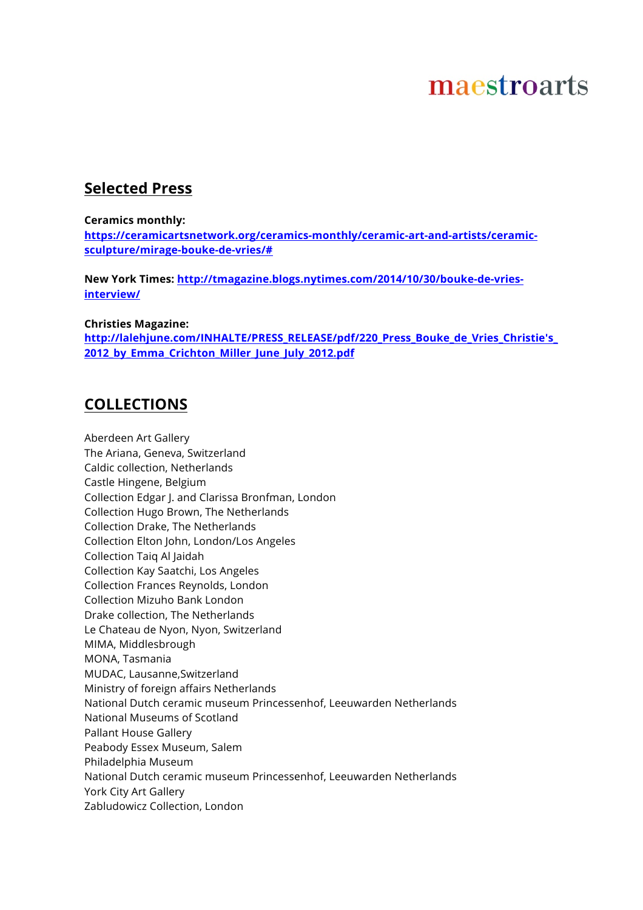maestroarts

## Selected Press

**Ceramics monthly:**
**https://ceramicartsnetwork.org/ceramics-monthly/ceramic-art-and-artists/ceramic-sculpture/mirage-bouke-de-vries/#**

**New York Times: http://tmagazine.blogs.nytimes.com/2014/10/30/bouke-de-vries-interview/**

**Christies Magazine:**
**http://lalehjune.com/INHALTE/PRESS_RELEASE/pdf/220_Press_Bouke_de_Vries_Christie's_2012_by_Emma_Crichton_Miller_June_July_2012.pdf**

## COLLECTIONS

Aberdeen Art Gallery
The Ariana, Geneva, Switzerland
Caldic collection, Netherlands
Castle Hingene, Belgium
Collection Edgar J. and Clarissa Bronfman, London
Collection Hugo Brown, The Netherlands
Collection Drake, The Netherlands
Collection Elton John, London/Los Angeles
Collection Taiq Al Jaidah
Collection Kay Saatchi, Los Angeles
Collection Frances Reynolds, London
Collection Mizuho Bank London
Drake collection, The Netherlands
Le Chateau de Nyon, Nyon, Switzerland
MIMA, Middlesbrough
MONA, Tasmania
MUDAC, Lausanne,Switzerland
Ministry of foreign affairs Netherlands
National Dutch ceramic museum Princessenhof, Leeuwarden Netherlands
National Museums of Scotland
Pallant House Gallery
Peabody Essex Museum, Salem
Philadelphia Museum
National Dutch ceramic museum Princessenhof, Leeuwarden Netherlands
York City Art Gallery
Zabludowicz Collection, London